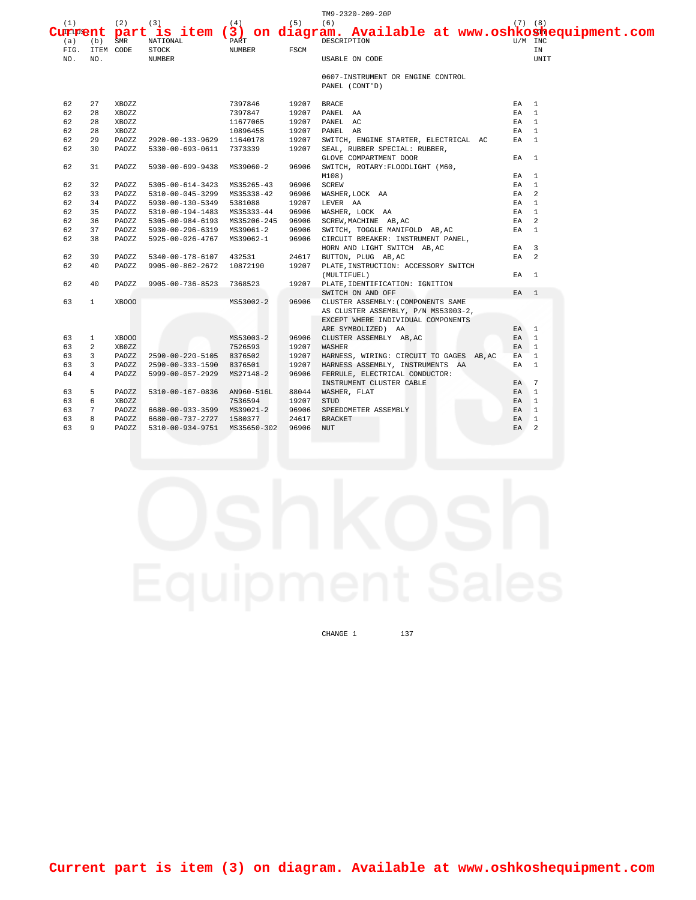Current part is item (3) on diagram. Available at www.oshkoshequipment.com

| (1) ILLUS (a) FIG. NO. | (b) ITEM NO. | (2) SMR CODE | (3) NATIONAL STOCK NUMBER | (4) PART NUMBER | (5) FSCM | (6) DESCRIPTION USABLE ON CODE | (7) U/M | (8) QTY INC IN UNIT |
|---|---|---|---|---|---|---|---|---|
| | | | | | | 0607-INSTRUMENT OR ENGINE CONTROL PANEL (CONT'D) | | |
| 62 | 27 | XBOZZ | | 7397846 | 19207 | BRACE | EA | 1 |
| 62 | 28 | XBOZZ | | 7397847 | 19207 | PANEL AA | EA | 1 |
| 62 | 28 | XBOZZ | | 11677065 | 19207 | PANEL AC | EA | 1 |
| 62 | 28 | XBOZZ | | 10896455 | 19207 | PANEL AB | EA | 1 |
| 62 | 29 | PAOZZ | 2920-00-133-9629 | 11640178 | 19207 | SWITCH, ENGINE STARTER, ELECTRICAL AC | EA | 1 |
| 62 | 30 | PAOZZ | 5330-00-693-0611 | 7373339 | 19207 | SEAL, RUBBER SPECIAL: RUBBER, GLOVE COMPARTMENT DOOR | EA | 1 |
| 62 | 31 | PAOZZ | 5930-00-699-9438 | MS39060-2 | 96906 | SWITCH, ROTARY:FLOODLIGHT (M60, M108) | EA | 1 |
| 62 | 32 | PAOZZ | 5305-00-614-3423 | MS35265-43 | 96906 | SCREW | EA | 1 |
| 62 | 33 | PAOZZ | 5310-00-045-3299 | MS35338-42 | 96906 | WASHER,LOCK AA | EA | 2 |
| 62 | 34 | PAOZZ | 5930-00-130-5349 | 5381088 | 19207 | LEVER AA | EA | 1 |
| 62 | 35 | PAOZZ | 5310-00-194-1483 | MS35333-44 | 96906 | WASHER, LOCK AA | EA | 1 |
| 62 | 36 | PAOZZ | 5305-00-984-6193 | MS35206-245 | 96906 | SCREW,MACHINE AB,AC | EA | 2 |
| 62 | 37 | PAOZZ | 5930-00-296-6319 | MS39061-2 | 96906 | SWITCH, TOGGLE MANIFOLD AB,AC | EA | 1 |
| 62 | 38 | PAOZZ | 5925-00-026-4767 | MS39062-1 | 96906 | CIRCUIT BREAKER: INSTRUMENT PANEL, HORN AND LIGHT SWITCH AB,AC | EA | 3 |
| 62 | 39 | PAOZZ | 5340-00-178-6107 | 432531 | 24617 | BUTTON, PLUG AB,AC | EA | 2 |
| 62 | 40 | PAOZZ | 9905-00-862-2672 | 10872190 | 19207 | PLATE,INSTRUCTION: ACCESSORY SWITCH (MULTIFUEL) | EA | 1 |
| 62 | 40 | PAOZZ | 9905-00-736-8523 | 7368523 | 19207 | PLATE,IDENTIFICATION: IGNITION SWITCH ON AND OFF | EA | 1 |
| 63 | 1 | XBOOO | | MS53002-2 | 96906 | CLUSTER ASSEMBLY:(COMPONENTS SAME AS CLUSTER ASSEMBLY, P/N MS53003-2, EXCEPT WHERE INDIVIDUAL COMPONENTS ARE SYMBOLIZED) AA | EA | 1 |
| 63 | 1 | XBOOO | | MS53003-2 | 96906 | CLUSTER ASSEMBLY AB,AC | EA | 1 |
| 63 | 2 | XBOZZ | | 7526593 | 19207 | WASHER | EA | 1 |
| 63 | 3 | PAOZZ | 2590-00-220-5105 | 8376502 | 19207 | HARNESS, WIRING: CIRCUIT TO GAGES AB,AC | EA | 1 |
| 63 | 3 | PAOZZ | 2590-00-333-1590 | 8376501 | 19207 | HARNESS ASSEMBLY, INSTRUMENTS AA | EA | 1 |
| 64 | 4 | PAOZZ | 5999-00-057-2929 | MS27148-2 | 96906 | FERRULE, ELECTRICAL CONDUCTOR: INSTRUMENT CLUSTER CABLE | EA | 7 |
| 63 | 5 | PAOZZ | 5310-00-167-0836 | AN960-516L | 88044 | WASHER, FLAT | EA | 1 |
| 63 | 6 | XBOZZ | | 7536594 | 19207 | STUD | EA | 1 |
| 63 | 7 | PAOZZ | 6680-00-933-3599 | MS39021-2 | 96906 | SPEEDOMETER ASSEMBLY | EA | 1 |
| 63 | 8 | PAOZZ | 6680-00-737-2727 | 1580377 | 24617 | BRACKET | EA | 1 |
| 63 | 9 | PAOZZ | 5310-00-934-9751 | MS35650-302 | 96906 | NUT | EA | 2 |

CHANGE 1

Current part is item (3) on diagram. Available at www.oshkoshequipment.com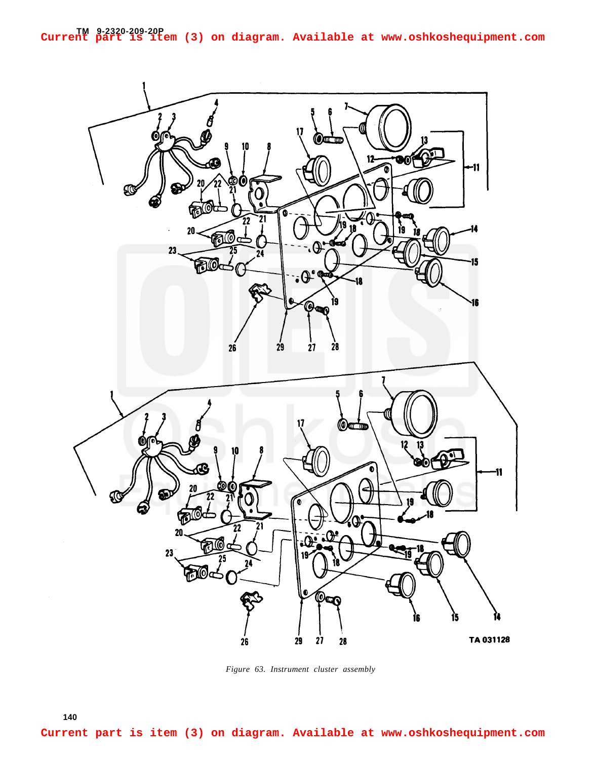Current part is item (3) on diagram. Available at www.oshkoshequipment.com

1
2
3
4
5
6
7
8
9
10
11
12
13
14
15
16
17
18
19
20
21
22
23
24
25
26
27
28
29

TA 031128

*Figure 63. Instrument cluster assembly*

Current part is item (3) on diagram. Available at www.oshkoshequipment.com